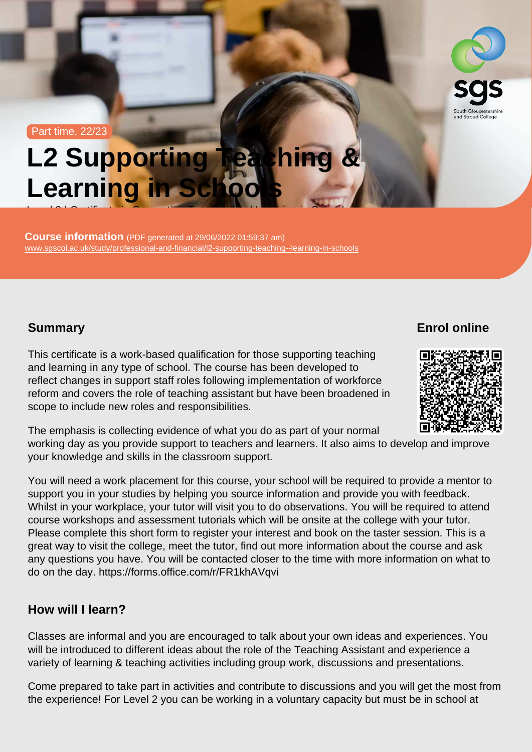Part time, 22/23

# L2 Supporting Teaching & Learning in Schools

**Course information** (PDF generated at 29/06/2022 01:59:37 am)
www.sgscol.ac.uk/study/professional-and-financial/l2-supporting-teaching--learning-in-schools

## Summary

This certificate is a work-based qualification for those supporting teaching and learning in any type of school. The course has been developed to reflect changes in support staff roles following implementation of workforce reform and covers the role of teaching assistant but have been broadened in scope to include new roles and responsibilities.

The emphasis is collecting evidence of what you do as part of your normal working day as you provide support to teachers and learners. It also aims to develop and improve your knowledge and skills in the classroom support.

You will need a work placement for this course, your school will be required to provide a mentor to support you in your studies by helping you source information and provide you with feedback. Whilst in your workplace, your tutor will visit you to do observations. You will be required to attend course workshops and assessment tutorials which will be onsite at the college with your tutor. Please complete this short form to register your interest and book on the taster session. This is a great way to visit the college, meet the tutor, find out more information about the course and ask any questions you have. You will be contacted closer to the time with more information on what to do on the day. https://forms.office.com/r/FR1khAVqvi

## Enrol online

## How will I learn?

Classes are informal and you are encouraged to talk about your own ideas and experiences. You will be introduced to different ideas about the role of the Teaching Assistant and experience a variety of learning & teaching activities including group work, discussions and presentations.

Come prepared to take part in activities and contribute to discussions and you will get the most from the experience! For Level 2 you can be working in a voluntary capacity but must be in school at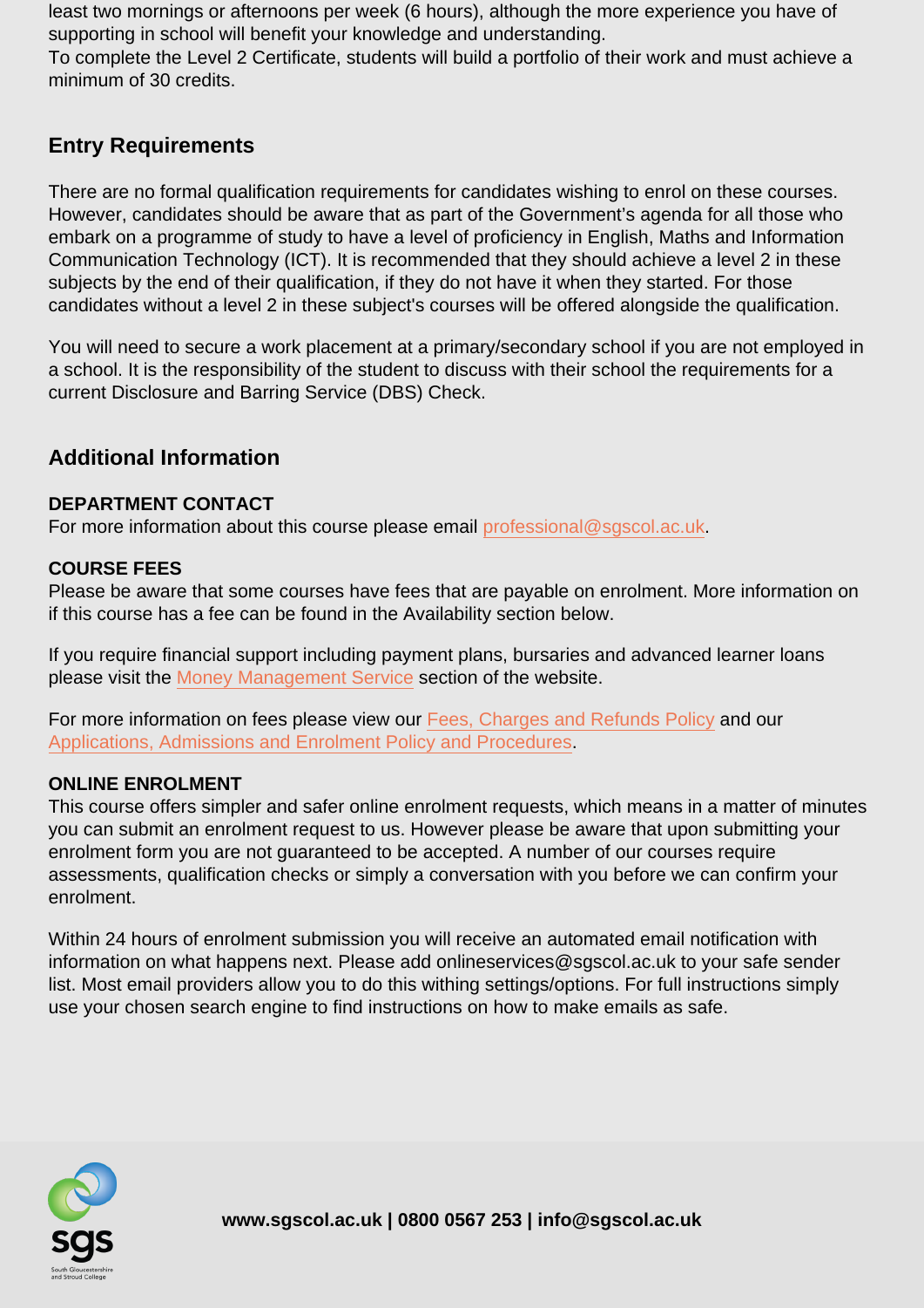least two mornings or afternoons per week (6 hours), although the more experience you have of supporting in school will benefit your knowledge and understanding.
To complete the Level 2 Certificate, students will build a portfolio of their work and must achieve a minimum of 30 credits.

## Entry Requirements

There are no formal qualification requirements for candidates wishing to enrol on these courses. However, candidates should be aware that as part of the Government's agenda for all those who embark on a programme of study to have a level of proficiency in English, Maths and Information Communication Technology (ICT). It is recommended that they should achieve a level 2 in these subjects by the end of their qualification, if they do not have it when they started. For those candidates without a level 2 in these subject's courses will be offered alongside the qualification.

You will need to secure a work placement at a primary/secondary school if you are not employed in a school. It is the responsibility of the student to discuss with their school the requirements for a current Disclosure and Barring Service (DBS) Check.

## Additional Information

**DEPARTMENT CONTACT**
For more information about this course please email professional@sgscol.ac.uk.

**COURSE FEES**
Please be aware that some courses have fees that are payable on enrolment. More information on if this course has a fee can be found in the Availability section below.

If you require financial support including payment plans, bursaries and advanced learner loans please visit the Money Management Service section of the website.

For more information on fees please view our Fees, Charges and Refunds Policy and our Applications, Admissions and Enrolment Policy and Procedures.

**ONLINE ENROLMENT**
This course offers simpler and safer online enrolment requests, which means in a matter of minutes you can submit an enrolment request to us. However please be aware that upon submitting your enrolment form you are not guaranteed to be accepted. A number of our courses require assessments, qualification checks or simply a conversation with you before we can confirm your enrolment.

Within 24 hours of enrolment submission you will receive an automated email notification with information on what happens next. Please add onlineservices@sgscol.ac.uk to your safe sender list. Most email providers allow you to do this withing settings/options. For full instructions simply use your chosen search engine to find instructions on how to make emails as safe.

sgs
South Gloucestershire and Stroud College

**www.sgscol.ac.uk | 0800 0567 253 | info@sgscol.ac.uk**